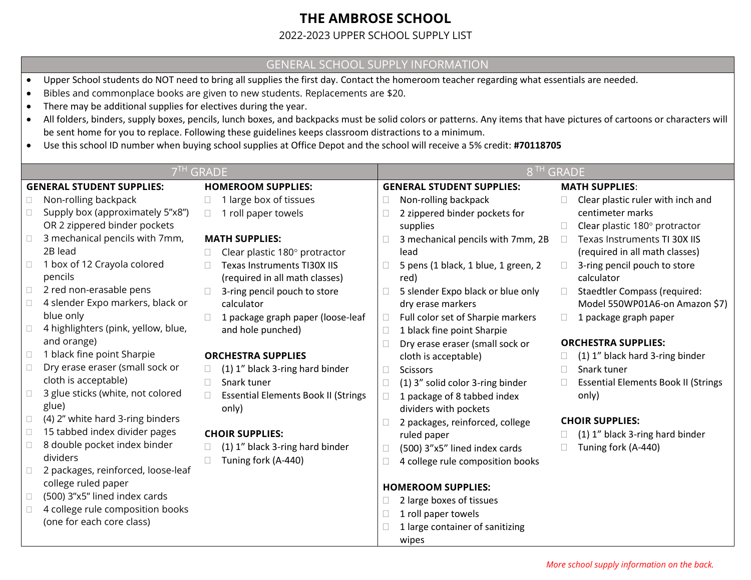# THE AMBROSE SCHOOL

2022-2023 UPPER SCHOOL SUPPLY LIST

## GENERAL SCHOOL SUPPLY INFORMATION

- Upper School students do NOT need to bring all supplies the first day. Contact the homeroom teacher regarding what essentials are needed.
- Bibles and commonplace books are given to new students. Replacements are $20.
- There may be additional supplies for electives during the year.
- All folders, binders, supply boxes, pencils, lunch boxes, and backpacks must be solid colors or patterns. Any items that have pictures of cartoons or characters will be sent home for you to replace. Following these guidelines keeps classroom distractions to a minimum.
- Use this school ID number when buying school supplies at Office Depot and the school will receive a 5% credit: **#70118705**

## 7TH GRADE

**GENERAL STUDENT SUPPLIES:**

- ☐ Non-rolling backpack
- ☐ Supply box (approximately 5"x8") OR 2 zippered binder pockets
- ☐ 3 mechanical pencils with 7mm, 2B lead
- ☐ 1 box of 12 Crayola colored pencils
- ☐ 2 red non-erasable pens
- ☐ 4 slender Expo markers, black or blue only
- ☐ 4 highlighters (pink, yellow, blue, and orange)
- ☐ 1 black fine point Sharpie
- ☐ Dry erase eraser (small sock or cloth is acceptable)
- ☐ 3 glue sticks (white, not colored glue)
- ☐ (4) 2" white hard 3-ring binders
- ☐ 15 tabbed index divider pages
- ☐ 8 double pocket index binder dividers
- ☐ 2 packages, reinforced, loose-leaf college ruled paper
- ☐ (500) 3"x5" lined index cards
- ☐ 4 college rule composition books (one for each core class)

**HOMEROOM SUPPLIES:**

- ☐ 1 large box of tissues
- ☐ 1 roll paper towels

**MATH SUPPLIES:**

- ☐ Clear plastic 180° protractor
- ☐ Texas Instruments TI30X IIS (required in all math classes)
- ☐ 3-ring pencil pouch to store calculator
- ☐ 1 package graph paper (loose-leaf and hole punched)

**ORCHESTRA SUPPLIES**

- ☐ (1) 1" black 3-ring hard binder
- ☐ Snark tuner
- ☐ Essential Elements Book II (Strings only)

**CHOIR SUPPLIES:**

- ☐ (1) 1" black 3-ring hard binder
- ☐ Tuning fork (A-440)

## 8TH GRADE

**GENERAL STUDENT SUPPLIES:**

- ☐ Non-rolling backpack
- ☐ 2 zippered binder pockets for supplies
- ☐ 3 mechanical pencils with 7mm, 2B lead
- ☐ 5 pens (1 black, 1 blue, 1 green, 2 red)
- ☐ 5 slender Expo black or blue only dry erase markers
- ☐ Full color set of Sharpie markers
- ☐ 1 black fine point Sharpie
- ☐ Dry erase eraser (small sock or cloth is acceptable)
- ☐ Scissors
- ☐ (1) 3" solid color 3-ring binder
- ☐ 1 package of 8 tabbed index dividers with pockets
- ☐ 2 packages, reinforced, college ruled paper
- ☐ (500) 3"x5" lined index cards
- ☐ 4 college rule composition books

**HOMEROOM SUPPLIES:**

- ☐ 2 large boxes of tissues
- ☐ 1 roll paper towels
- ☐ 1 large container of sanitizing wipes

**MATH SUPPLIES:**

- ☐ Clear plastic ruler with inch and centimeter marks
- ☐ Clear plastic 180° protractor
- ☐ Texas Instruments TI 30X IIS (required in all math classes)
- ☐ 3-ring pencil pouch to store calculator
- ☐ Staedtler Compass (required: Model 550WP01A6-on Amazon $7)
- ☐ 1 package graph paper

**ORCHESTRA SUPPLIES:**

- ☐ (1) 1" black hard 3-ring binder
- ☐ Snark tuner
- ☐ Essential Elements Book II (Strings only)

**CHOIR SUPPLIES:**

- ☐ (1) 1" black 3-ring hard binder
- ☐ Tuning fork (A-440)

*More school supply information on the back.*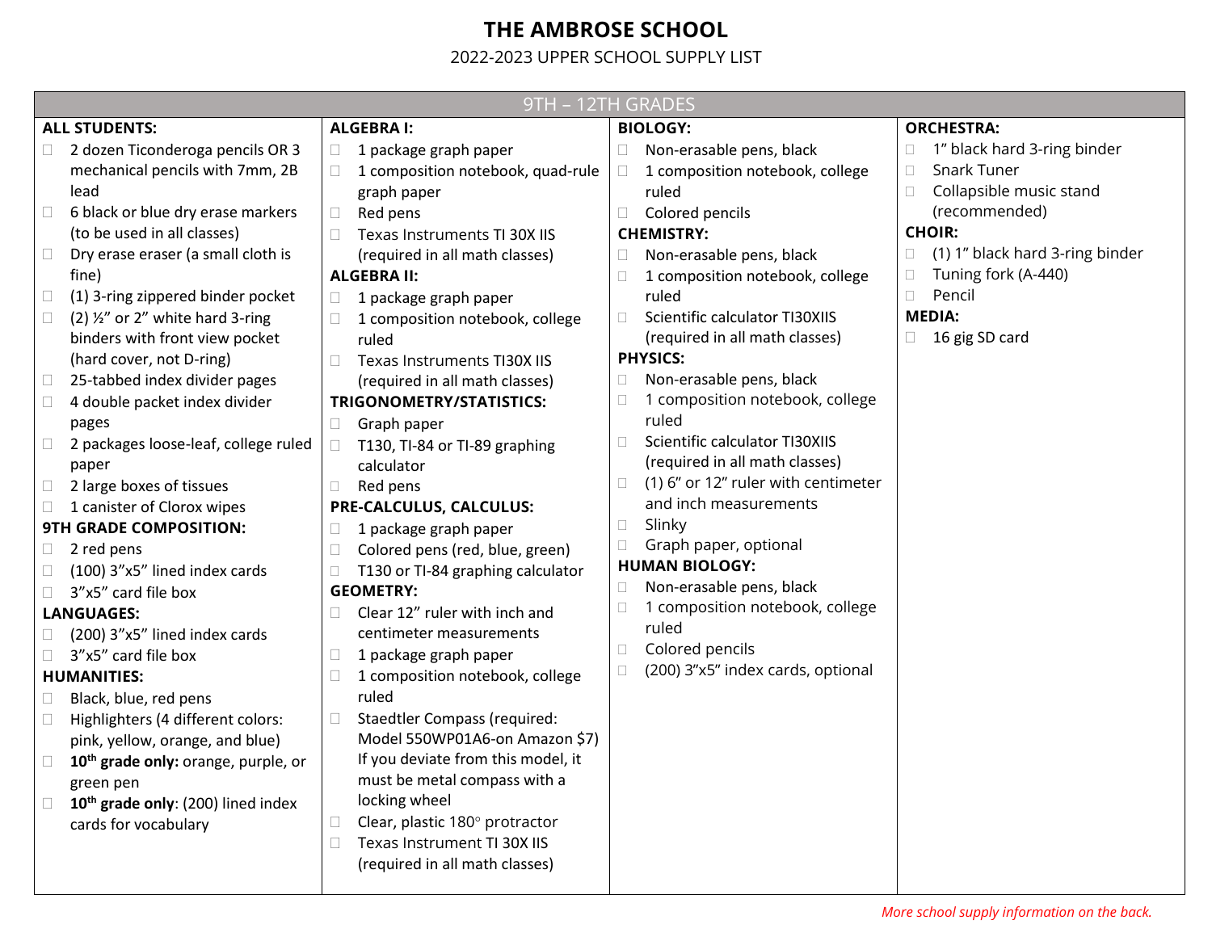# THE AMBROSE SCHOOL

2022-2023 UPPER SCHOOL SUPPLY LIST

## 9TH – 12TH GRADES

**ALL STUDENTS:**

- ☐ 2 dozen Ticonderoga pencils OR 3 mechanical pencils with 7mm, 2B lead
- ☐ 6 black or blue dry erase markers (to be used in all classes)
- ☐ Dry erase eraser (a small cloth is fine)
- ☐ (1) 3-ring zippered binder pocket
- ☐ (2) ½" or 2" white hard 3-ring binders with front view pocket (hard cover, not D-ring)
- ☐ 25-tabbed index divider pages
- ☐ 4 double packet index divider pages
- ☐ 2 packages loose-leaf, college ruled paper
- ☐ 2 large boxes of tissues
- ☐ 1 canister of Clorox wipes

**9TH GRADE COMPOSITION:**

- ☐ 2 red pens
- ☐ (100) 3"x5" lined index cards
- ☐ 3"x5" card file box

**LANGUAGES:**

- ☐ (200) 3"x5" lined index cards
- ☐ 3"x5" card file box

**HUMANITIES:**

- ☐ Black, blue, red pens
- ☐ Highlighters (4 different colors: pink, yellow, orange, and blue)
- ☐ **10th grade only:** orange, purple, or green pen
- ☐ **10th grade only**: (200) lined index cards for vocabulary

**ALGEBRA I:**

- ☐ 1 package graph paper
- ☐ 1 composition notebook, quad-rule graph paper
- ☐ Red pens
- ☐ Texas Instruments TI 30X IIS (required in all math classes)

**ALGEBRA II:**

- ☐ 1 package graph paper
- ☐ 1 composition notebook, college ruled
- ☐ Texas Instruments TI30X IIS (required in all math classes)

**TRIGONOMETRY/STATISTICS:**

- ☐ Graph paper
- ☐ T130, TI-84 or TI-89 graphing calculator
- ☐ Red pens

**PRE-CALCULUS, CALCULUS:**

- ☐ 1 package graph paper
- ☐ Colored pens (red, blue, green)
- ☐ T130 or TI-84 graphing calculator

**GEOMETRY:**

- ☐ Clear 12" ruler with inch and centimeter measurements
- ☐ 1 package graph paper
- ☐ 1 composition notebook, college ruled
- ☐ Staedtler Compass (required: Model 550WP01A6-on Amazon $7) If you deviate from this model, it must be metal compass with a locking wheel
- ☐ Clear, plastic 180° protractor
- ☐ Texas Instrument TI 30X IIS (required in all math classes)

**BIOLOGY:**

- ☐ Non-erasable pens, black
- ☐ 1 composition notebook, college ruled
- ☐ Colored pencils

**CHEMISTRY:**

- ☐ Non-erasable pens, black
- ☐ 1 composition notebook, college ruled
- ☐ Scientific calculator TI30XIIS (required in all math classes)

**PHYSICS:**

- ☐ Non-erasable pens, black
- ☐ 1 composition notebook, college ruled
- ☐ Scientific calculator TI30XIIS (required in all math classes)
- ☐ (1) 6" or 12" ruler with centimeter and inch measurements
- ☐ Slinky
- ☐ Graph paper, optional

**HUMAN BIOLOGY:**

- ☐ Non-erasable pens, black
- ☐ 1 composition notebook, college ruled
- ☐ Colored pencils
- ☐ (200) 3"x5" index cards, optional

**ORCHESTRA:**

- ☐ 1" black hard 3-ring binder
- ☐ Snark Tuner
- ☐ Collapsible music stand (recommended)

**CHOIR:**

- ☐ (1) 1" black hard 3-ring binder
- ☐ Tuning fork (A-440)
- ☐ Pencil

**MEDIA:**

- ☐ 16 gig SD card

*More school supply information on the back.*